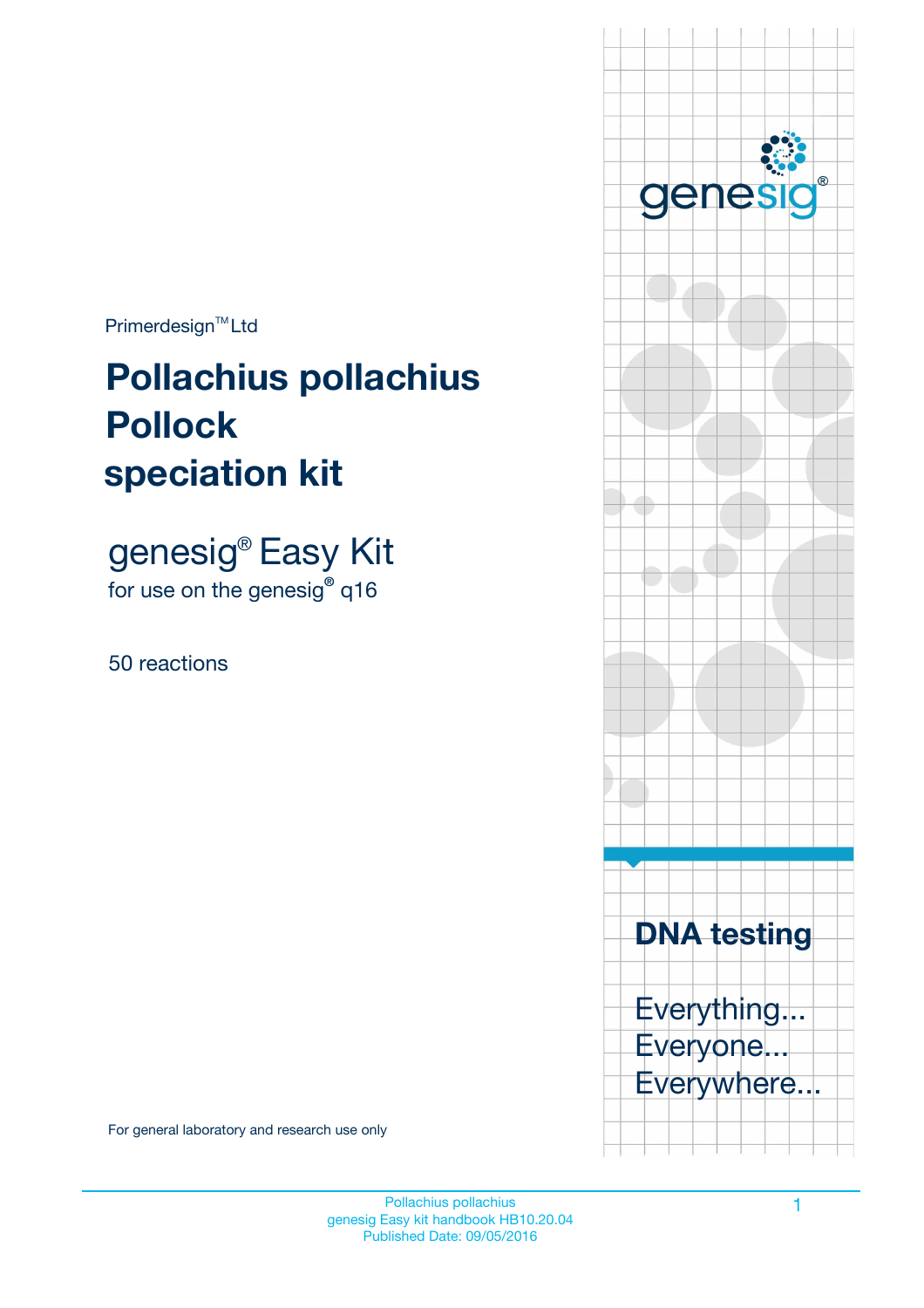Primerdesign™ Ltd

# Pollachius pollachius Pollock speciation kit

## genesig® Easy Kit

for use on the genesig® q16

50 reactions

For general laboratory and research use only

genesig®

**DNA testing**

Everything...
Everyone...
Everywhere...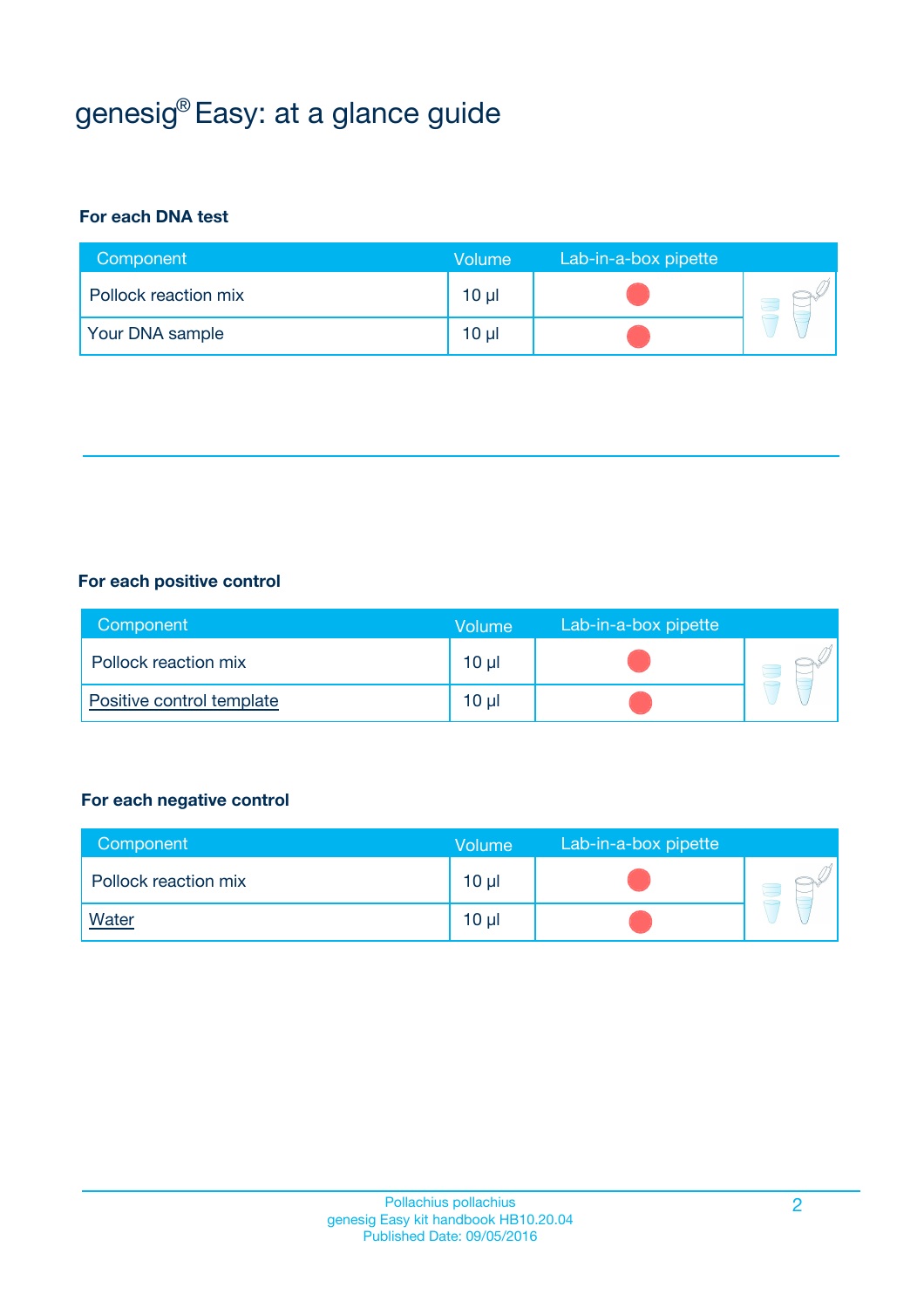# genesig® Easy: at a glance guide

**For each DNA test**

| Component | Volume | Lab-in-a-box pipette |
| --- | --- | --- |
| Pollock reaction mix | 10 µl | |
| Your DNA sample | 10 µl | |

**For each positive control**

| Component | Volume | Lab-in-a-box pipette |
| --- | --- | --- |
| Pollock reaction mix | 10 µl | |
| Positive control template | 10 µl | |

**For each negative control**

| Component | Volume | Lab-in-a-box pipette |
| --- | --- | --- |
| Pollock reaction mix | 10 µl | |
| Water | 10 µl | |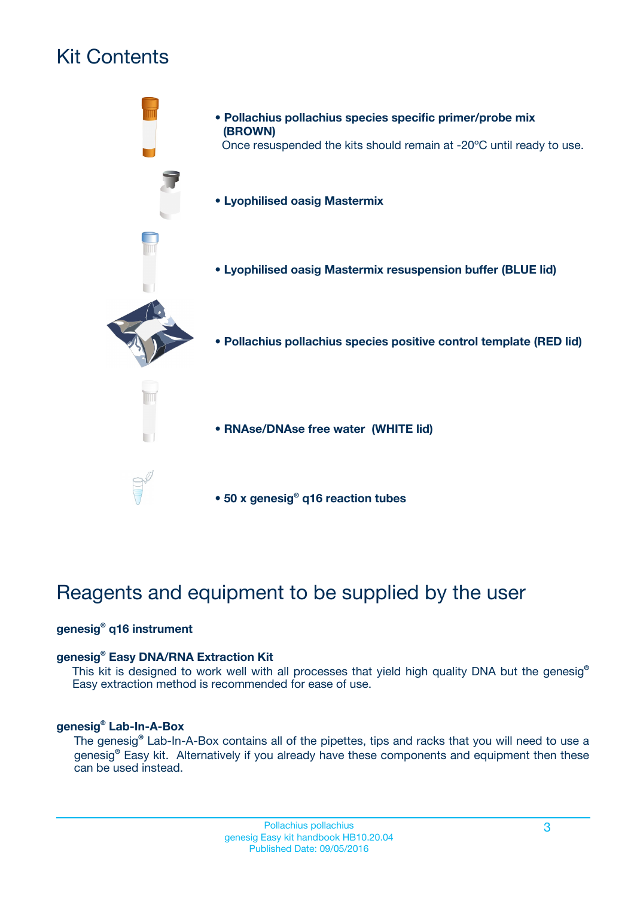# Kit Contents

- **Pollachius pollachius species specific primer/probe mix (BROWN)**
  Once resuspended the kits should remain at -20ºC until ready to use.
- **Lyophilised oasig Mastermix**
- **Lyophilised oasig Mastermix resuspension buffer (BLUE lid)**
- **Pollachius pollachius species positive control template (RED lid)**
- **RNAse/DNAse free water (WHITE lid)**
- **50 x genesig® q16 reaction tubes**

# Reagents and equipment to be supplied by the user

**genesig® q16 instrument**

**genesig® Easy DNA/RNA Extraction Kit**
This kit is designed to work well with all processes that yield high quality DNA but the genesig® Easy extraction method is recommended for ease of use.

**genesig® Lab-In-A-Box**
The genesig® Lab-In-A-Box contains all of the pipettes, tips and racks that you will need to use a genesig® Easy kit. Alternatively if you already have these components and equipment then these can be used instead.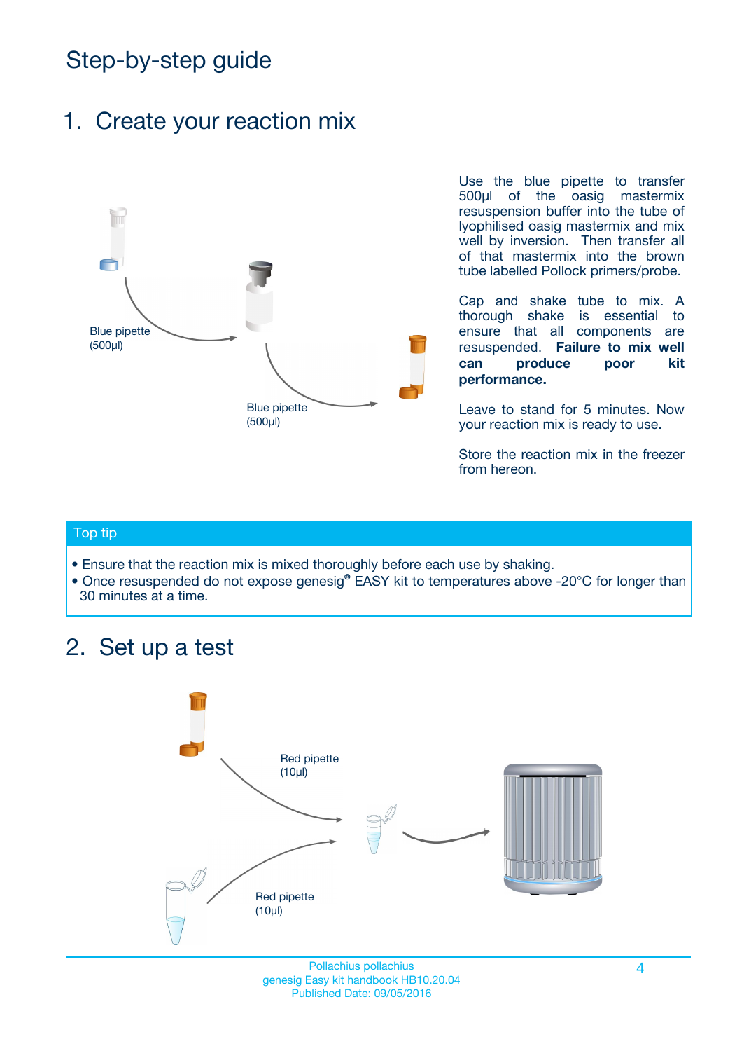# Step-by-step guide

## 1. Create your reaction mix

Blue pipette (500µl)

Blue pipette (500µl)

Use the blue pipette to transfer 500µl of the oasig mastermix resuspension buffer into the tube of lyophilised oasig mastermix and mix well by inversion. Then transfer all of that mastermix into the brown tube labelled Pollock primers/probe.

Cap and shake tube to mix. A thorough shake is essential to ensure that all components are resuspended. **Failure to mix well can produce poor kit performance.**

Leave to stand for 5 minutes. Now your reaction mix is ready to use.

Store the reaction mix in the freezer from hereon.

**Top tip**

- Ensure that the reaction mix is mixed thoroughly before each use by shaking.
- Once resuspended do not expose genesig® EASY kit to temperatures above -20°C for longer than 30 minutes at a time.

## 2. Set up a test

Red pipette (10µl)

Red pipette (10µl)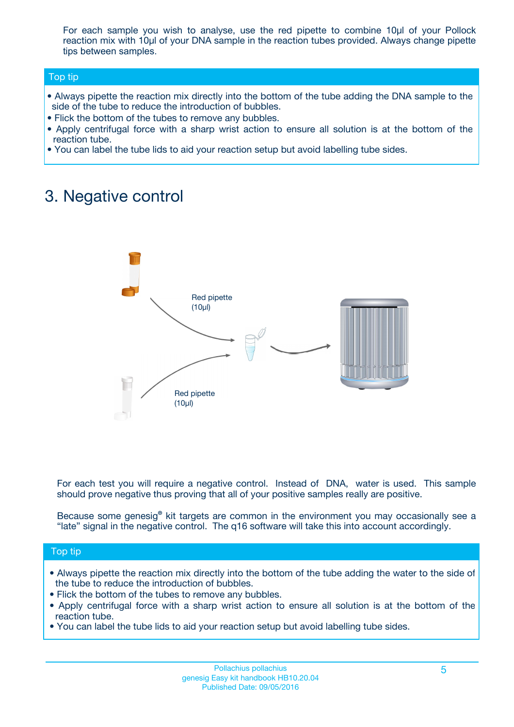For each sample you wish to analyse, use the red pipette to combine 10µl of your Pollock reaction mix with 10µl of your DNA sample in the reaction tubes provided. Always change pipette tips between samples.

**Top tip**

- Always pipette the reaction mix directly into the bottom of the tube adding the DNA sample to the side of the tube to reduce the introduction of bubbles.
- Flick the bottom of the tubes to remove any bubbles.
- Apply centrifugal force with a sharp wrist action to ensure all solution is at the bottom of the reaction tube.
- You can label the tube lids to aid your reaction setup but avoid labelling tube sides.

# 3. Negative control

Red pipette (10µl)

Red pipette (10µl)

For each test you will require a negative control. Instead of DNA, water is used. This sample should prove negative thus proving that all of your positive samples really are positive.

Because some genesig® kit targets are common in the environment you may occasionally see a "late" signal in the negative control. The q16 software will take this into account accordingly.

**Top tip**

- Always pipette the reaction mix directly into the bottom of the tube adding the water to the side of the tube to reduce the introduction of bubbles.
- Flick the bottom of the tubes to remove any bubbles.
- Apply centrifugal force with a sharp wrist action to ensure all solution is at the bottom of the reaction tube.
- You can label the tube lids to aid your reaction setup but avoid labelling tube sides.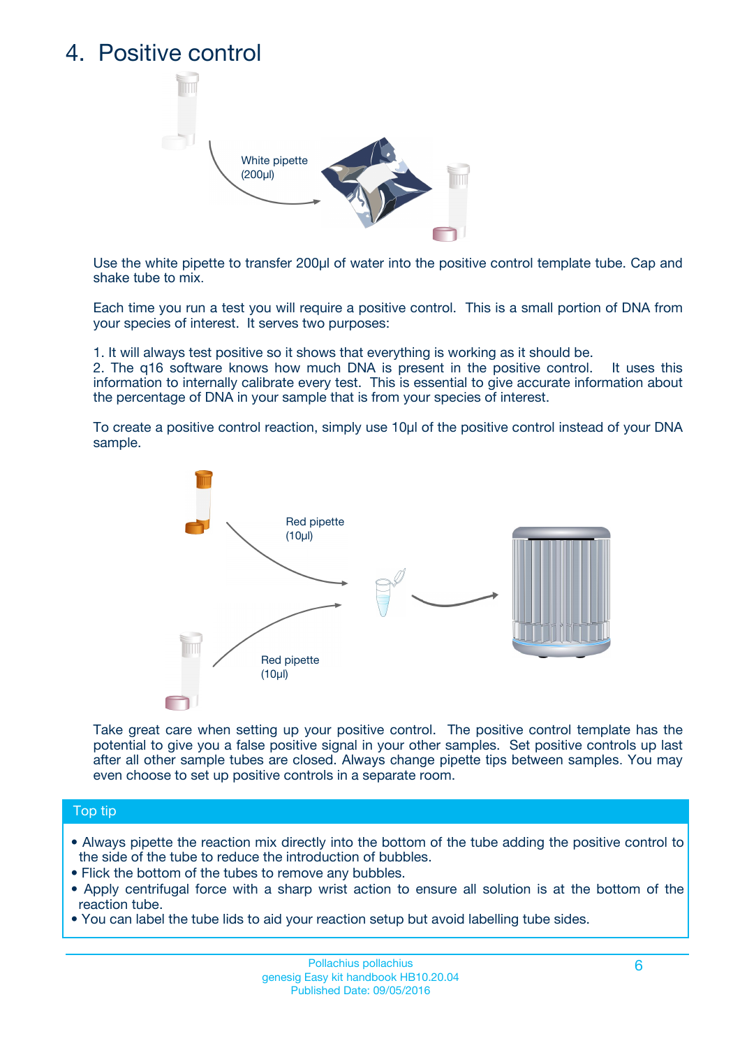# 4. Positive control

White pipette (200µl)

Use the white pipette to transfer 200µl of water into the positive control template tube. Cap and shake tube to mix.

Each time you run a test you will require a positive control. This is a small portion of DNA from your species of interest. It serves two purposes:

1. It will always test positive so it shows that everything is working as it should be.
2. The q16 software knows how much DNA is present in the positive control. It uses this information to internally calibrate every test. This is essential to give accurate information about the percentage of DNA in your sample that is from your species of interest.

To create a positive control reaction, simply use 10µl of the positive control instead of your DNA sample.

Red pipette (10µl)

Red pipette (10µl)

Take great care when setting up your positive control. The positive control template has the potential to give you a false positive signal in your other samples. Set positive controls up last after all other sample tubes are closed. Always change pipette tips between samples. You may even choose to set up positive controls in a separate room.

## Top tip

- Always pipette the reaction mix directly into the bottom of the tube adding the positive control to the side of the tube to reduce the introduction of bubbles.
- Flick the bottom of the tubes to remove any bubbles.
- Apply centrifugal force with a sharp wrist action to ensure all solution is at the bottom of the reaction tube.
- You can label the tube lids to aid your reaction setup but avoid labelling tube sides.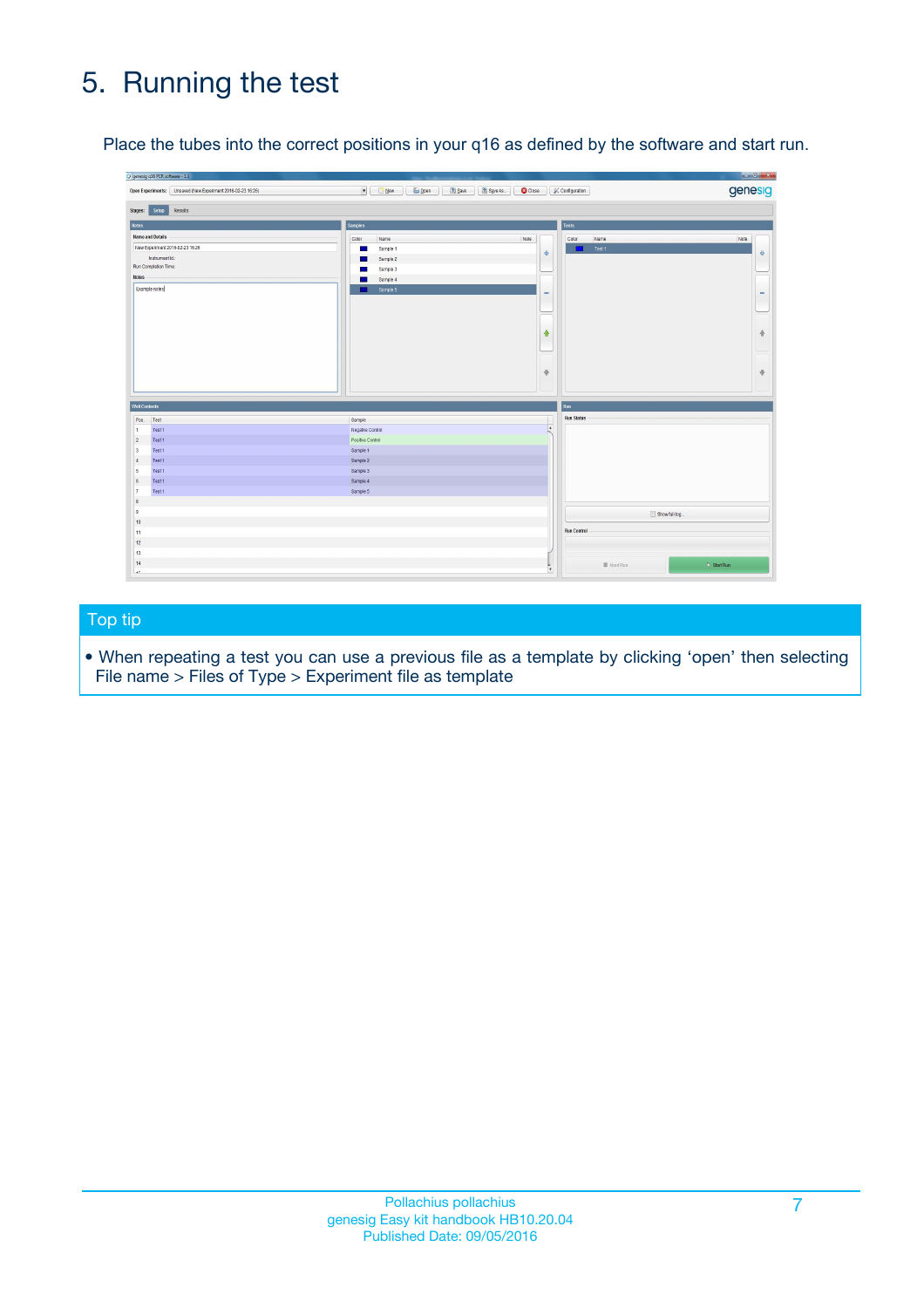# 5. Running the test

Place the tubes into the correct positions in your q16 as defined by the software and start run.

## Top tip

- When repeating a test you can use a previous file as a template by clicking 'open' then selecting File name > Files of Type > Experiment file as template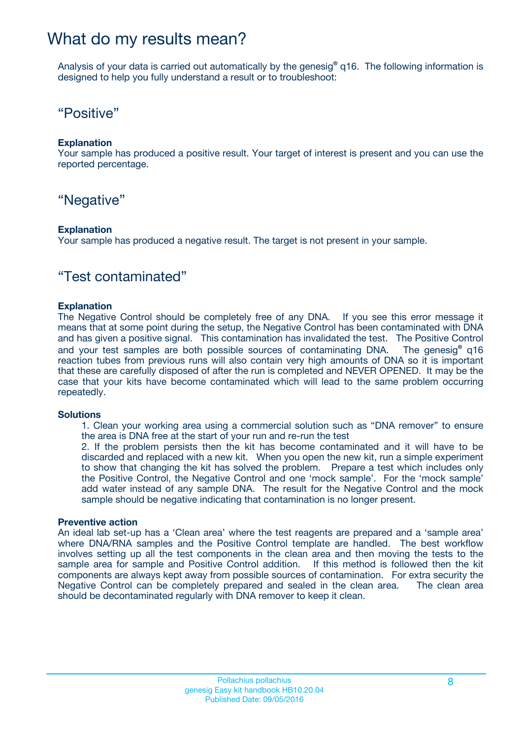# What do my results mean?

Analysis of your data is carried out automatically by the genesig® q16. The following information is designed to help you fully understand a result or to troubleshoot:

## “Positive”

**Explanation**
Your sample has produced a positive result. Your target of interest is present and you can use the reported percentage.

## “Negative”

**Explanation**
Your sample has produced a negative result. The target is not present in your sample.

## “Test contaminated”

**Explanation**
The Negative Control should be completely free of any DNA. If you see this error message it means that at some point during the setup, the Negative Control has been contaminated with DNA and has given a positive signal. This contamination has invalidated the test. The Positive Control and your test samples are both possible sources of contaminating DNA. The genesig® q16 reaction tubes from previous runs will also contain very high amounts of DNA so it is important that these are carefully disposed of after the run is completed and NEVER OPENED. It may be the case that your kits have become contaminated which will lead to the same problem occurring repeatedly.

**Solutions**

1. Clean your working area using a commercial solution such as “DNA remover” to ensure the area is DNA free at the start of your run and re-run the test
2. If the problem persists then the kit has become contaminated and it will have to be discarded and replaced with a new kit. When you open the new kit, run a simple experiment to show that changing the kit has solved the problem. Prepare a test which includes only the Positive Control, the Negative Control and one ‘mock sample’. For the ‘mock sample’ add water instead of any sample DNA. The result for the Negative Control and the mock sample should be negative indicating that contamination is no longer present.

**Preventive action**
An ideal lab set-up has a ‘Clean area’ where the test reagents are prepared and a ‘sample area’ where DNA/RNA samples and the Positive Control template are handled. The best workflow involves setting up all the test components in the clean area and then moving the tests to the sample area for sample and Positive Control addition. If this method is followed then the kit components are always kept away from possible sources of contamination. For extra security the Negative Control can be completely prepared and sealed in the clean area. The clean area should be decontaminated regularly with DNA remover to keep it clean.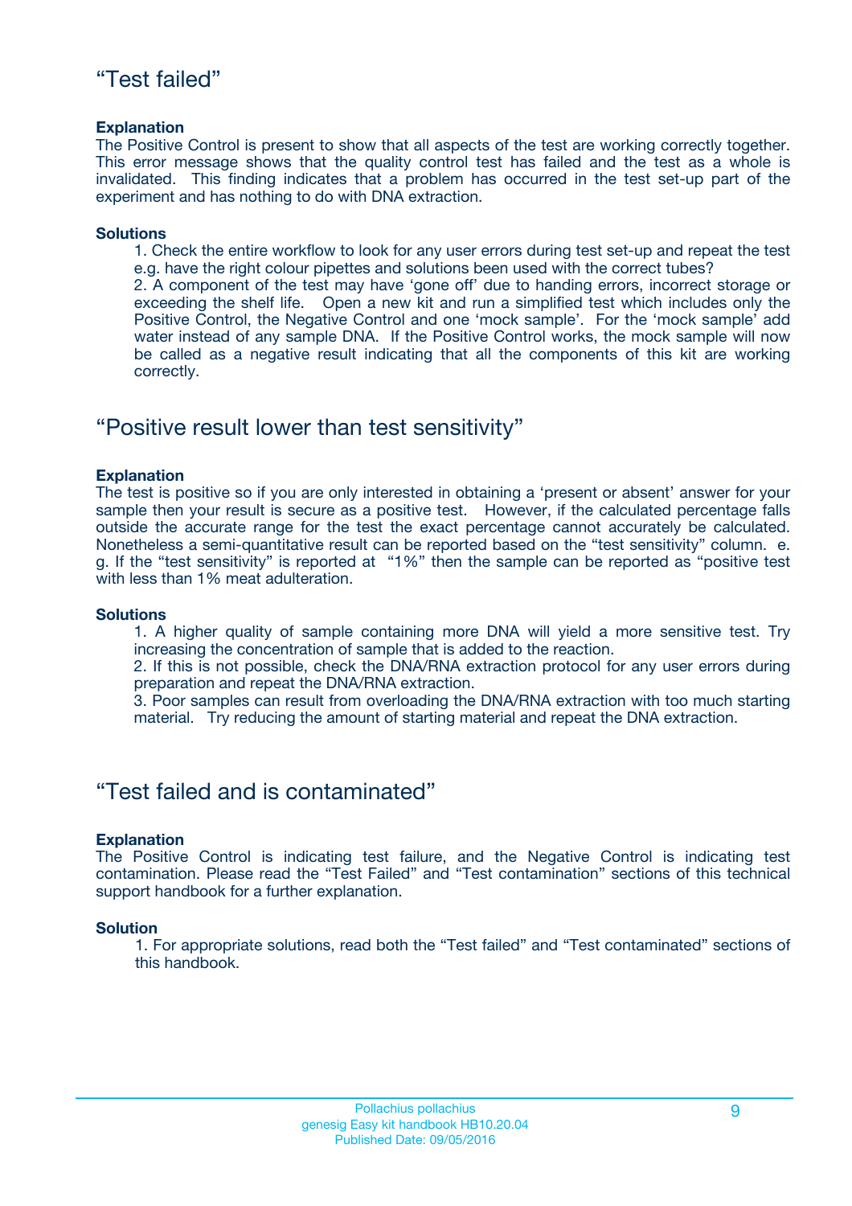## “Test failed”

**Explanation**
The Positive Control is present to show that all aspects of the test are working correctly together. This error message shows that the quality control test has failed and the test as a whole is invalidated. This finding indicates that a problem has occurred in the test set-up part of the experiment and has nothing to do with DNA extraction.

**Solutions**

1. Check the entire workflow to look for any user errors during test set-up and repeat the test e.g. have the right colour pipettes and solutions been used with the correct tubes?
2. A component of the test may have ‘gone off’ due to handing errors, incorrect storage or exceeding the shelf life. Open a new kit and run a simplified test which includes only the Positive Control, the Negative Control and one ‘mock sample’. For the ‘mock sample’ add water instead of any sample DNA. If the Positive Control works, the mock sample will now be called as a negative result indicating that all the components of this kit are working correctly.

## “Positive result lower than test sensitivity”

**Explanation**
The test is positive so if you are only interested in obtaining a ‘present or absent’ answer for your sample then your result is secure as a positive test. However, if the calculated percentage falls outside the accurate range for the test the exact percentage cannot accurately be calculated. Nonetheless a semi-quantitative result can be reported based on the “test sensitivity” column. e. g. If the “test sensitivity” is reported at “1%” then the sample can be reported as “positive test with less than 1% meat adulteration.

**Solutions**

1. A higher quality of sample containing more DNA will yield a more sensitive test. Try increasing the concentration of sample that is added to the reaction.
2. If this is not possible, check the DNA/RNA extraction protocol for any user errors during preparation and repeat the DNA/RNA extraction.
3. Poor samples can result from overloading the DNA/RNA extraction with too much starting material. Try reducing the amount of starting material and repeat the DNA extraction.

## “Test failed and is contaminated”

**Explanation**
The Positive Control is indicating test failure, and the Negative Control is indicating test contamination. Please read the “Test Failed” and “Test contamination” sections of this technical support handbook for a further explanation.

**Solution**

1. For appropriate solutions, read both the “Test failed” and “Test contaminated” sections of this handbook.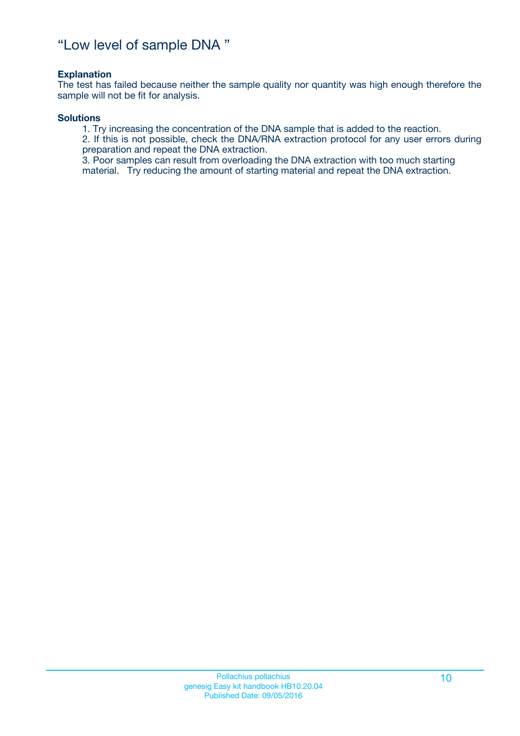# “Low level of sample DNA ”

**Explanation**

The test has failed because neither the sample quality nor quantity was high enough therefore the sample will not be fit for analysis.

**Solutions**

1. Try increasing the concentration of the DNA sample that is added to the reaction.
2. If this is not possible, check the DNA/RNA extraction protocol for any user errors during preparation and repeat the DNA extraction.
3. Poor samples can result from overloading the DNA extraction with too much starting material. Try reducing the amount of starting material and repeat the DNA extraction.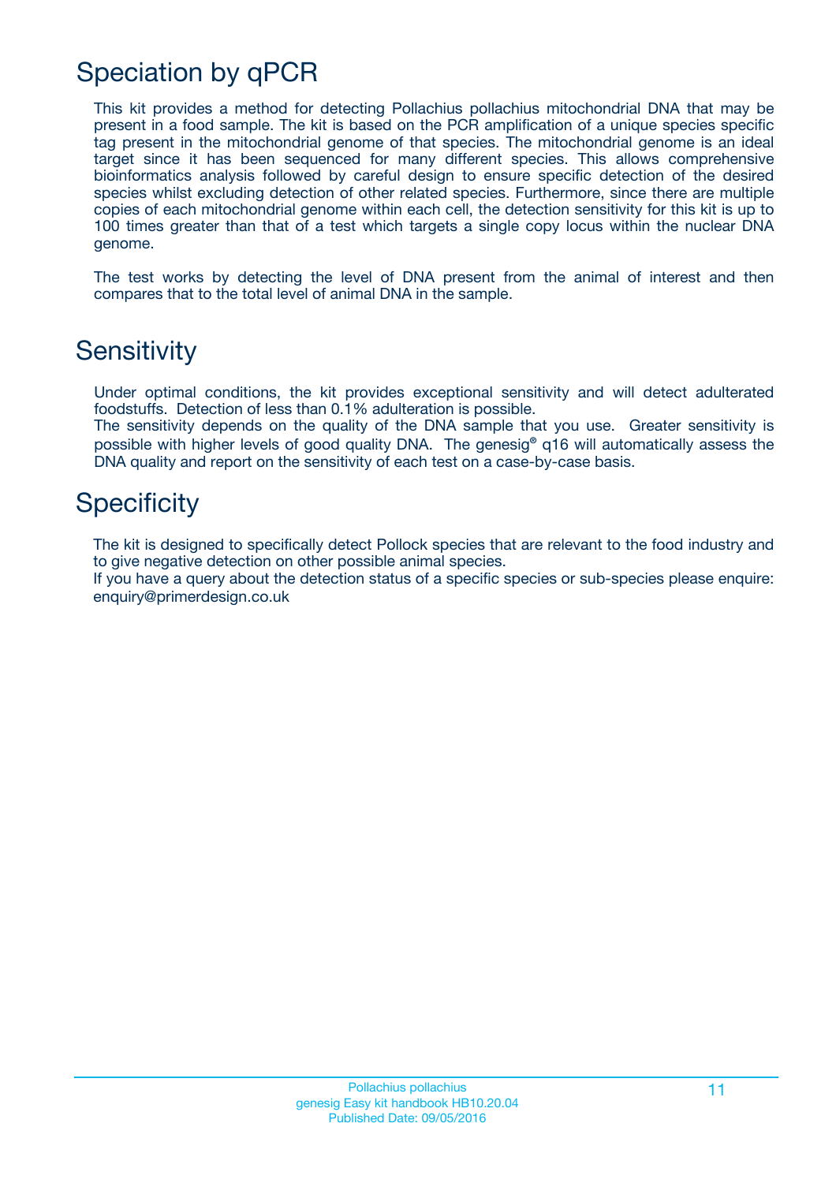# Speciation by qPCR

This kit provides a method for detecting Pollachius pollachius mitochondrial DNA that may be present in a food sample. The kit is based on the PCR amplification of a unique species specific tag present in the mitochondrial genome of that species. The mitochondrial genome is an ideal target since it has been sequenced for many different species. This allows comprehensive bioinformatics analysis followed by careful design to ensure specific detection of the desired species whilst excluding detection of other related species. Furthermore, since there are multiple copies of each mitochondrial genome within each cell, the detection sensitivity for this kit is up to 100 times greater than that of a test which targets a single copy locus within the nuclear DNA genome.

The test works by detecting the level of DNA present from the animal of interest and then compares that to the total level of animal DNA in the sample.

# Sensitivity

Under optimal conditions, the kit provides exceptional sensitivity and will detect adulterated foodstuffs. Detection of less than 0.1% adulteration is possible.
The sensitivity depends on the quality of the DNA sample that you use. Greater sensitivity is possible with higher levels of good quality DNA. The genesig® q16 will automatically assess the DNA quality and report on the sensitivity of each test on a case-by-case basis.

# Specificity

The kit is designed to specifically detect Pollock species that are relevant to the food industry and to give negative detection on other possible animal species.
If you have a query about the detection status of a specific species or sub-species please enquire: enquiry@primerdesign.co.uk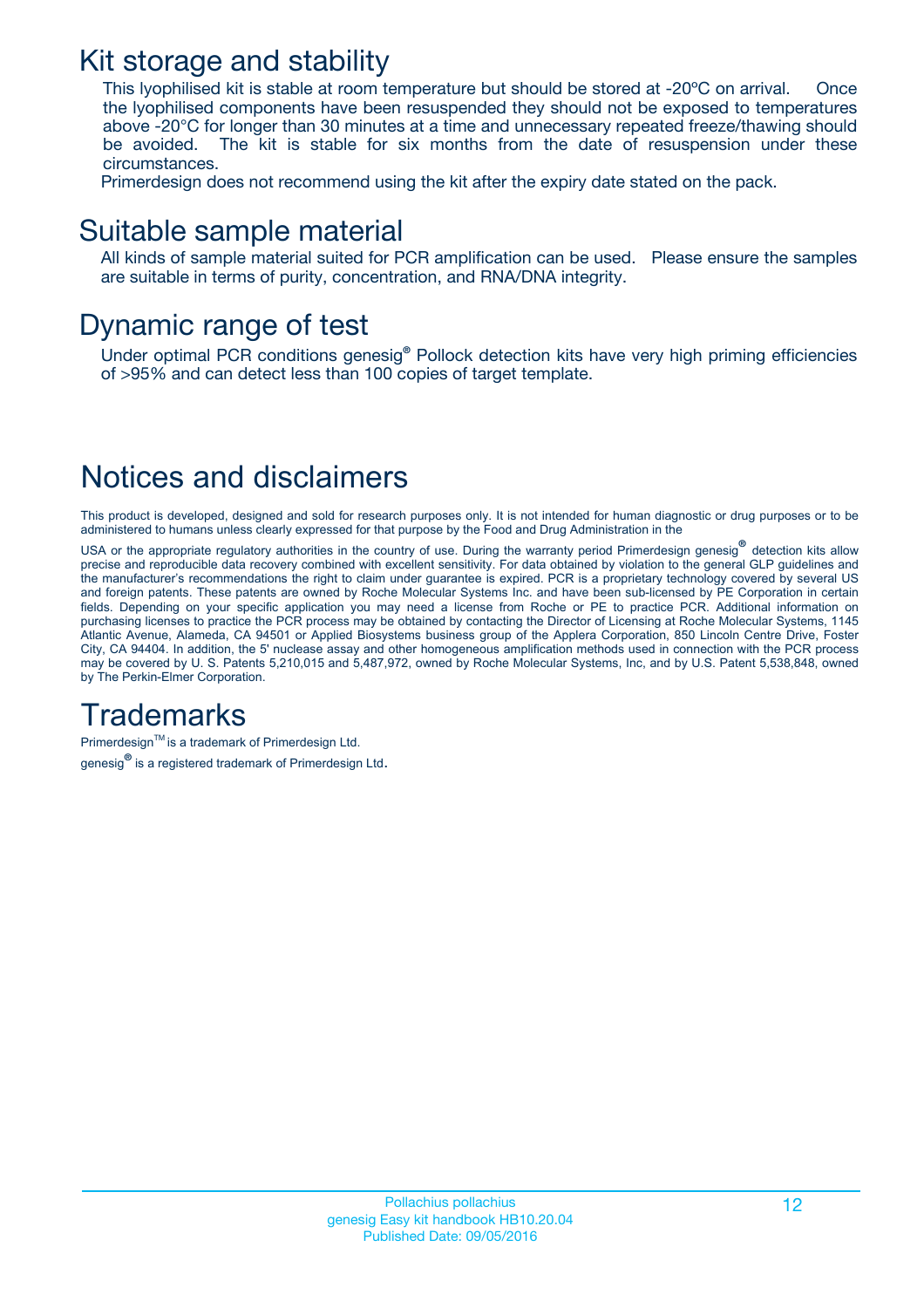## Kit storage and stability

This lyophilised kit is stable at room temperature but should be stored at -20ºC on arrival. Once the lyophilised components have been resuspended they should not be exposed to temperatures above -20°C for longer than 30 minutes at a time and unnecessary repeated freeze/thawing should be avoided. The kit is stable for six months from the date of resuspension under these circumstances.

Primerdesign does not recommend using the kit after the expiry date stated on the pack.

## Suitable sample material

All kinds of sample material suited for PCR amplification can be used. Please ensure the samples are suitable in terms of purity, concentration, and RNA/DNA integrity.

## Dynamic range of test

Under optimal PCR conditions genesig® Pollock detection kits have very high priming efficiencies of >95% and can detect less than 100 copies of target template.

## Notices and disclaimers

This product is developed, designed and sold for research purposes only. It is not intended for human diagnostic or drug purposes or to be administered to humans unless clearly expressed for that purpose by the Food and Drug Administration in the

USA or the appropriate regulatory authorities in the country of use. During the warranty period Primerdesign genesig® detection kits allow precise and reproducible data recovery combined with excellent sensitivity. For data obtained by violation to the general GLP guidelines and the manufacturer's recommendations the right to claim under guarantee is expired. PCR is a proprietary technology covered by several US and foreign patents. These patents are owned by Roche Molecular Systems Inc. and have been sub-licensed by PE Corporation in certain fields. Depending on your specific application you may need a license from Roche or PE to practice PCR. Additional information on purchasing licenses to practice the PCR process may be obtained by contacting the Director of Licensing at Roche Molecular Systems, 1145 Atlantic Avenue, Alameda, CA 94501 or Applied Biosystems business group of the Applera Corporation, 850 Lincoln Centre Drive, Foster City, CA 94404. In addition, the 5' nuclease assay and other homogeneous amplification methods used in connection with the PCR process may be covered by U. S. Patents 5,210,015 and 5,487,972, owned by Roche Molecular Systems, Inc, and by U.S. Patent 5,538,848, owned by The Perkin-Elmer Corporation.

## Trademarks

Primerdesign™ is a trademark of Primerdesign Ltd.

genesig® is a registered trademark of Primerdesign Ltd.